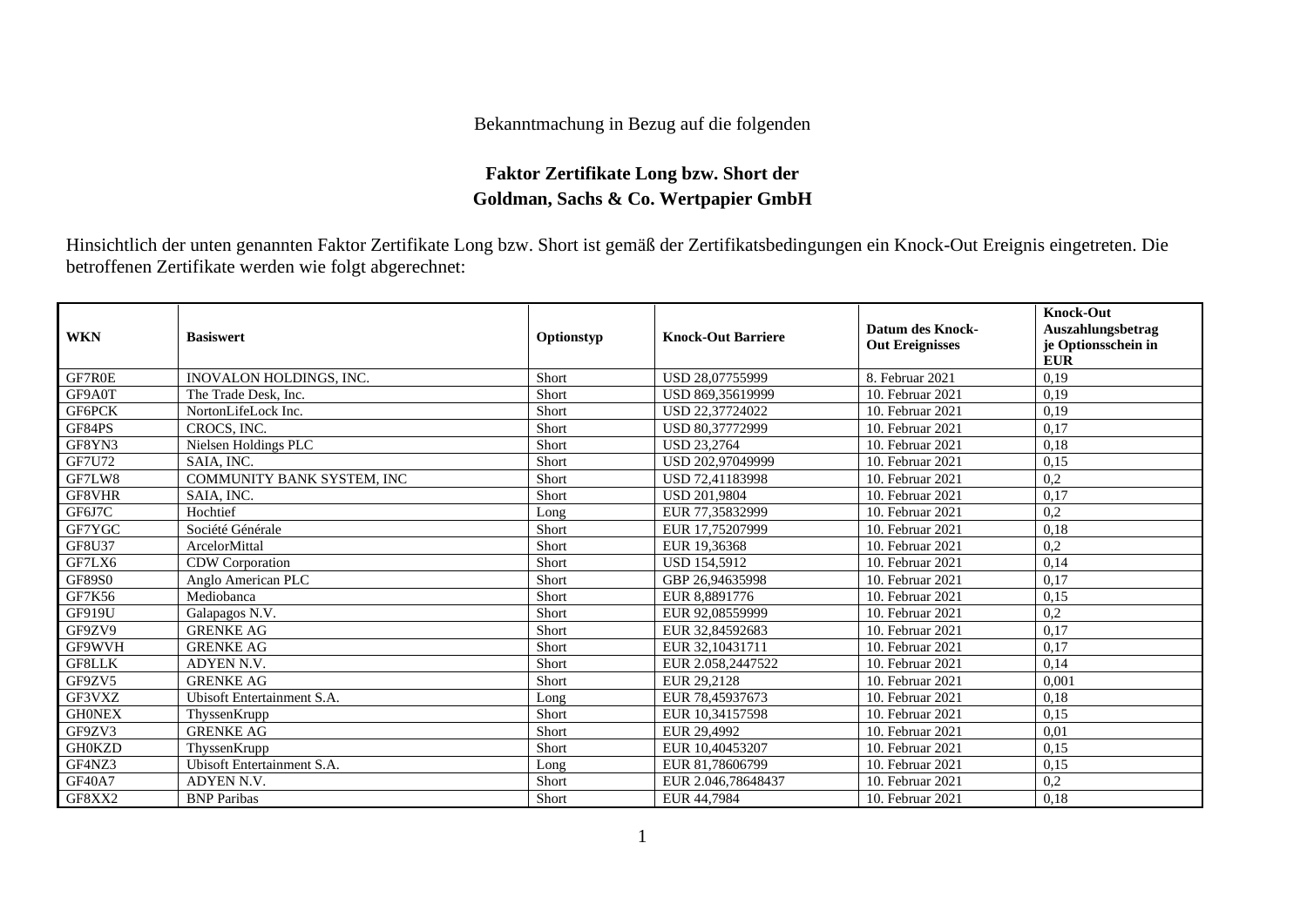Bekanntmachung in Bezug auf die folgenden

**Faktor Zertifikate Long bzw. Short der**
**Goldman, Sachs & Co. Wertpapier GmbH**

Hinsichtlich der unten genannten Faktor Zertifikate Long bzw. Short ist gemäß der Zertifikatsbedingungen ein Knock-Out Ereignis eingetreten. Die betroffenen Zertifikate werden wie folgt abgerechnet:

| WKN | Basiswert | Optionstyp | Knock-Out Barriere | Datum des Knock-Out Ereignisses | Knock-Out Auszahlungsbetrag je Optionsschein in EUR |
|---|---|---|---|---|---|
| GF7R0E | INOVALON HOLDINGS, INC. | Short | USD 28,07755999 | 8. Februar 2021 | 0,19 |
| GF9A0T | The Trade Desk, Inc. | Short | USD 869,35619999 | 10. Februar 2021 | 0,19 |
| GF6PCK | NortonLifeLock Inc. | Short | USD 22,37724022 | 10. Februar 2021 | 0,19 |
| GF84PS | CROCS, INC. | Short | USD 80,37772999 | 10. Februar 2021 | 0,17 |
| GF8YN3 | Nielsen Holdings PLC | Short | USD 23,2764 | 10. Februar 2021 | 0,18 |
| GF7U72 | SAIA, INC. | Short | USD 202,97049999 | 10. Februar 2021 | 0,15 |
| GF7LW8 | COMMUNITY BANK SYSTEM, INC | Short | USD 72,41183998 | 10. Februar 2021 | 0,2 |
| GF8VHR | SAIA, INC. | Short | USD 201,9804 | 10. Februar 2021 | 0,17 |
| GF6J7C | Hochtief | Long | EUR 77,35832999 | 10. Februar 2021 | 0,2 |
| GF7YGC | Société Générale | Short | EUR 17,75207999 | 10. Februar 2021 | 0,18 |
| GF8U37 | ArcelorMittal | Short | EUR 19,36368 | 10. Februar 2021 | 0,2 |
| GF7LX6 | CDW Corporation | Short | USD 154,5912 | 10. Februar 2021 | 0,14 |
| GF89S0 | Anglo American PLC | Short | GBP 26,94635998 | 10. Februar 2021 | 0,17 |
| GF7K56 | Mediobanca | Short | EUR 8,8891776 | 10. Februar 2021 | 0,15 |
| GF919U | Galapagos N.V. | Short | EUR 92,08559999 | 10. Februar 2021 | 0,2 |
| GF9ZV9 | GRENKE AG | Short | EUR 32,84592683 | 10. Februar 2021 | 0,17 |
| GF9WVH | GRENKE AG | Short | EUR 32,10431711 | 10. Februar 2021 | 0,17 |
| GF8LLK | ADYEN N.V. | Short | EUR 2.058,2447522 | 10. Februar 2021 | 0,14 |
| GF9ZV5 | GRENKE AG | Short | EUR 29,2128 | 10. Februar 2021 | 0,001 |
| GF3VXZ | Ubisoft Entertainment S.A. | Long | EUR 78,45937673 | 10. Februar 2021 | 0,18 |
| GH0NEX | ThyssenKrupp | Short | EUR 10,34157598 | 10. Februar 2021 | 0,15 |
| GF9ZV3 | GRENKE AG | Short | EUR 29,4992 | 10. Februar 2021 | 0,01 |
| GH0KZD | ThyssenKrupp | Short | EUR 10,40453207 | 10. Februar 2021 | 0,15 |
| GF4NZ3 | Ubisoft Entertainment S.A. | Long | EUR 81,78606799 | 10. Februar 2021 | 0,15 |
| GF40A7 | ADYEN N.V. | Short | EUR 2.046,78648437 | 10. Februar 2021 | 0,2 |
| GF8XX2 | BNP Paribas | Short | EUR 44,7984 | 10. Februar 2021 | 0,18 |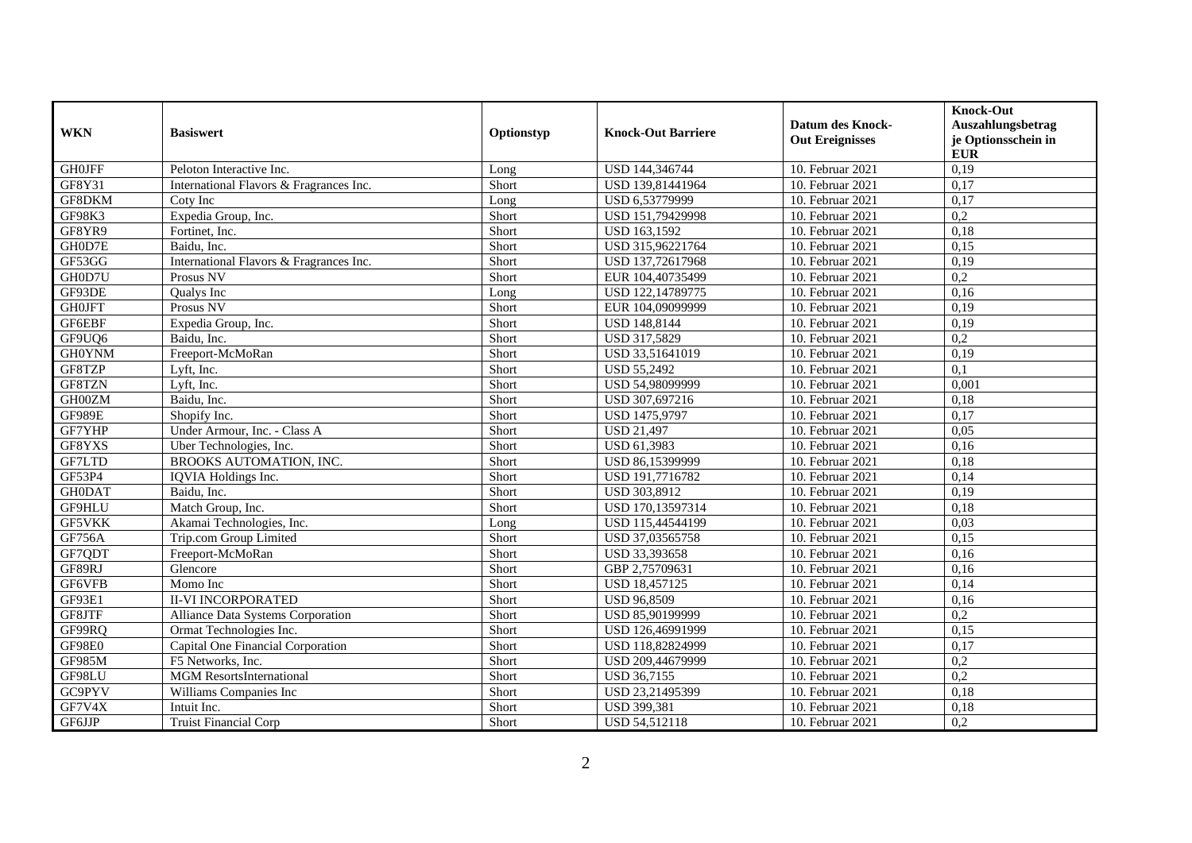| WKN | Basiswert | Optionstyp | Knock-Out Barriere | Datum des Knock-Out Ereignisses | Knock-Out Auszahlungsbetrag je Optionsschein in EUR |
| --- | --- | --- | --- | --- | --- |
| GH0JFF | Peloton Interactive Inc. | Long | USD 144,346744 | 10. Februar 2021 | 0,19 |
| GF8Y31 | International Flavors & Fragrances Inc. | Short | USD 139,81441964 | 10. Februar 2021 | 0,17 |
| GF8DKM | Coty Inc | Long | USD 6,53779999 | 10. Februar 2021 | 0,17 |
| GF98K3 | Expedia Group, Inc. | Short | USD 151,79429998 | 10. Februar 2021 | 0,2 |
| GF8YR9 | Fortinet, Inc. | Short | USD 163,1592 | 10. Februar 2021 | 0,18 |
| GH0D7E | Baidu, Inc. | Short | USD 315,96221764 | 10. Februar 2021 | 0,15 |
| GF53GG | International Flavors & Fragrances Inc. | Short | USD 137,72617968 | 10. Februar 2021 | 0,19 |
| GH0D7U | Prosus NV | Short | EUR 104,40735499 | 10. Februar 2021 | 0,2 |
| GF93DE | Qualys Inc | Long | USD 122,14789775 | 10. Februar 2021 | 0,16 |
| GH0JFT | Prosus NV | Short | EUR 104,09099999 | 10. Februar 2021 | 0,19 |
| GF6EBF | Expedia Group, Inc. | Short | USD 148,8144 | 10. Februar 2021 | 0,19 |
| GF9UQ6 | Baidu, Inc. | Short | USD 317,5829 | 10. Februar 2021 | 0,2 |
| GH0YNM | Freeport-McMoRan | Short | USD 33,51641019 | 10. Februar 2021 | 0,19 |
| GF8TZP | Lyft, Inc. | Short | USD 55,2492 | 10. Februar 2021 | 0,1 |
| GF8TZN | Lyft, Inc. | Short | USD 54,98099999 | 10. Februar 2021 | 0,001 |
| GH00ZM | Baidu, Inc. | Short | USD 307,697216 | 10. Februar 2021 | 0,18 |
| GF989E | Shopify Inc. | Short | USD 1475,9797 | 10. Februar 2021 | 0,17 |
| GF7YHP | Under Armour, Inc. - Class A | Short | USD 21,497 | 10. Februar 2021 | 0,05 |
| GF8YXS | Uber Technologies, Inc. | Short | USD 61,3983 | 10. Februar 2021 | 0,16 |
| GF7LTD | BROOKS AUTOMATION, INC. | Short | USD 86,15399999 | 10. Februar 2021 | 0,18 |
| GF53P4 | IQVIA Holdings Inc. | Short | USD 191,7716782 | 10. Februar 2021 | 0,14 |
| GH0DAT | Baidu, Inc. | Short | USD 303,8912 | 10. Februar 2021 | 0,19 |
| GF9HLU | Match Group, Inc. | Short | USD 170,13597314 | 10. Februar 2021 | 0,18 |
| GF5VKK | Akamai Technologies, Inc. | Long | USD 115,44544199 | 10. Februar 2021 | 0,03 |
| GF756A | Trip.com Group Limited | Short | USD 37,03565758 | 10. Februar 2021 | 0,15 |
| GF7QDT | Freeport-McMoRan | Short | USD 33,393658 | 10. Februar 2021 | 0,16 |
| GF89RJ | Glencore | Short | GBP 2,75709631 | 10. Februar 2021 | 0,16 |
| GF6VFB | Momo Inc | Short | USD 18,457125 | 10. Februar 2021 | 0,14 |
| GF93E1 | II-VI INCORPORATED | Short | USD 96,8509 | 10. Februar 2021 | 0,16 |
| GF8JTF | Alliance Data Systems Corporation | Short | USD 85,90199999 | 10. Februar 2021 | 0,2 |
| GF99RQ | Ormat Technologies Inc. | Short | USD 126,46991999 | 10. Februar 2021 | 0,15 |
| GF98E0 | Capital One Financial Corporation | Short | USD 118,82824999 | 10. Februar 2021 | 0,17 |
| GF985M | F5 Networks, Inc. | Short | USD 209,44679999 | 10. Februar 2021 | 0,2 |
| GF98LU | MGM ResortsInternational | Short | USD 36,7155 | 10. Februar 2021 | 0,2 |
| GC9PYV | Williams Companies Inc | Short | USD 23,21495399 | 10. Februar 2021 | 0,18 |
| GF7V4X | Intuit Inc. | Short | USD 399,381 | 10. Februar 2021 | 0,18 |
| GF6JJP | Truist Financial Corp | Short | USD 54,512118 | 10. Februar 2021 | 0,2 |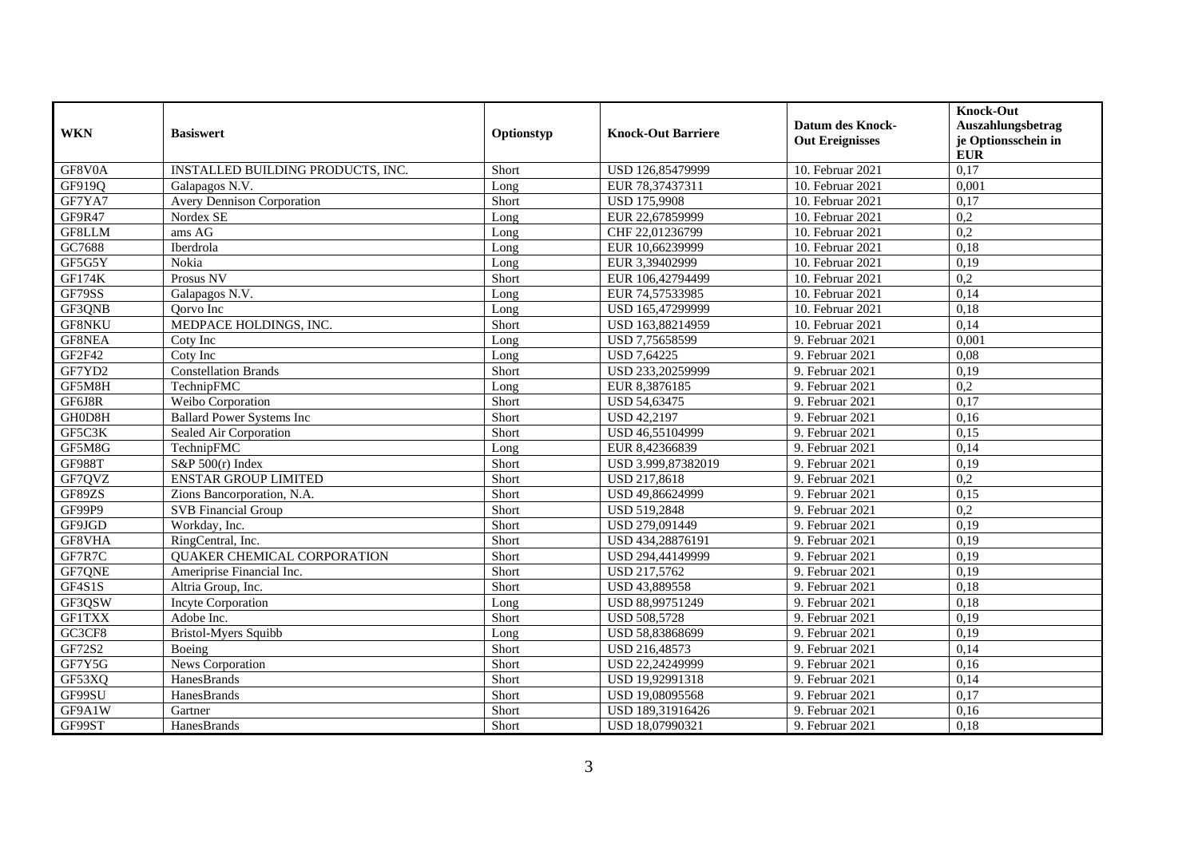| WKN | Basiswert | Optionstyp | Knock-Out Barriere | Datum des Knock-Out Ereignisses | Knock-Out Auszahlungsbetrag je Optionsschein in EUR |
|---|---|---|---|---|---|
| GF8V0A | INSTALLED BUILDING PRODUCTS, INC. | Short | USD 126,85479999 | 10. Februar 2021 | 0,17 |
| GF919Q | Galapagos N.V. | Long | EUR 78,37437311 | 10. Februar 2021 | 0,001 |
| GF7YA7 | Avery Dennison Corporation | Short | USD 175,9908 | 10. Februar 2021 | 0,17 |
| GF9R47 | Nordex SE | Long | EUR 22,67859999 | 10. Februar 2021 | 0,2 |
| GF8LLM | ams AG | Long | CHF 22,01236799 | 10. Februar 2021 | 0,2 |
| GC7688 | Iberdrola | Long | EUR 10,66239999 | 10. Februar 2021 | 0,18 |
| GF5G5Y | Nokia | Long | EUR 3,39402999 | 10. Februar 2021 | 0,19 |
| GF174K | Prosus NV | Short | EUR 106,42794499 | 10. Februar 2021 | 0,2 |
| GF79SS | Galapagos N.V. | Long | EUR 74,57533985 | 10. Februar 2021 | 0,14 |
| GF3QNB | Qorvo Inc | Long | USD 165,47299999 | 10. Februar 2021 | 0,18 |
| GF8NKU | MEDPACE HOLDINGS, INC. | Short | USD 163,88214959 | 10. Februar 2021 | 0,14 |
| GF8NEA | Coty Inc | Long | USD 7,75658599 | 9. Februar 2021 | 0,001 |
| GF2F42 | Coty Inc | Long | USD 7,64225 | 9. Februar 2021 | 0,08 |
| GF7YD2 | Constellation Brands | Short | USD 233,20259999 | 9. Februar 2021 | 0,19 |
| GF5M8H | TechnipFMC | Long | EUR 8,3876185 | 9. Februar 2021 | 0,2 |
| GF6J8R | Weibo Corporation | Short | USD 54,63475 | 9. Februar 2021 | 0,17 |
| GH0D8H | Ballard Power Systems Inc | Short | USD 42,2197 | 9. Februar 2021 | 0,16 |
| GF5C3K | Sealed Air Corporation | Short | USD 46,55104999 | 9. Februar 2021 | 0,15 |
| GF5M8G | TechnipFMC | Long | EUR 8,42366839 | 9. Februar 2021 | 0,14 |
| GF988T | S&P 500(r) Index | Short | USD 3.999,87382019 | 9. Februar 2021 | 0,19 |
| GF7QVZ | ENSTAR GROUP LIMITED | Short | USD 217,8618 | 9. Februar 2021 | 0,2 |
| GF89ZS | Zions Bancorporation, N.A. | Short | USD 49,86624999 | 9. Februar 2021 | 0,15 |
| GF99P9 | SVB Financial Group | Short | USD 519,2848 | 9. Februar 2021 | 0,2 |
| GF9JGD | Workday, Inc. | Short | USD 279,091449 | 9. Februar 2021 | 0,19 |
| GF8VHA | RingCentral, Inc. | Short | USD 434,28876191 | 9. Februar 2021 | 0,19 |
| GF7R7C | QUAKER CHEMICAL CORPORATION | Short | USD 294,44149999 | 9. Februar 2021 | 0,19 |
| GF7QNE | Ameriprise Financial Inc. | Short | USD 217,5762 | 9. Februar 2021 | 0,19 |
| GF4S1S | Altria Group, Inc. | Short | USD 43,889558 | 9. Februar 2021 | 0,18 |
| GF3QSW | Incyte Corporation | Long | USD 88,99751249 | 9. Februar 2021 | 0,18 |
| GF1TXX | Adobe Inc. | Short | USD 508,5728 | 9. Februar 2021 | 0,19 |
| GC3CF8 | Bristol-Myers Squibb | Long | USD 58,83868699 | 9. Februar 2021 | 0,19 |
| GF72S2 | Boeing | Short | USD 216,48573 | 9. Februar 2021 | 0,14 |
| GF7Y5G | News Corporation | Short | USD 22,24249999 | 9. Februar 2021 | 0,16 |
| GF53XQ | HanesBrands | Short | USD 19,92991318 | 9. Februar 2021 | 0,14 |
| GF99SU | HanesBrands | Short | USD 19,08095568 | 9. Februar 2021 | 0,17 |
| GF9A1W | Gartner | Short | USD 189,31916426 | 9. Februar 2021 | 0,16 |
| GF99ST | HanesBrands | Short | USD 18,07990321 | 9. Februar 2021 | 0,18 |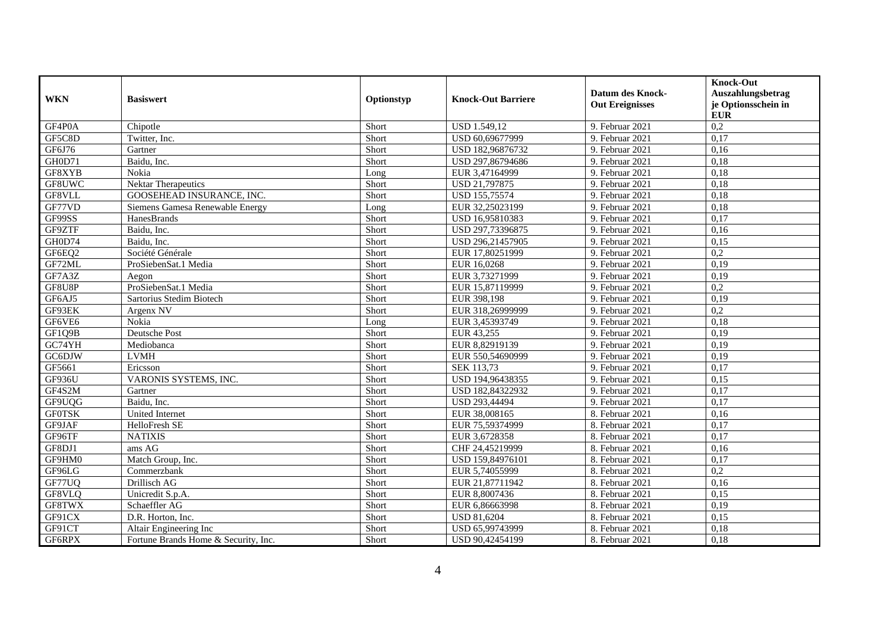| WKN | Basiswert | Optionstyp | Knock-Out Barriere | Datum des Knock-Out Ereignisses | Knock-Out Auszahlungsbetrag je Optionsschein in EUR |
|---|---|---|---|---|---|
| GF4P0A | Chipotle | Short | USD 1.549,12 | 9. Februar 2021 | 0,2 |
| GF5C8D | Twitter, Inc. | Short | USD 60,69677999 | 9. Februar 2021 | 0,17 |
| GF6J76 | Gartner | Short | USD 182,96876732 | 9. Februar 2021 | 0,16 |
| GH0D71 | Baidu, Inc. | Short | USD 297,86794686 | 9. Februar 2021 | 0,18 |
| GF8XYB | Nokia | Long | EUR 3,47164999 | 9. Februar 2021 | 0,18 |
| GF8UWC | Nektar Therapeutics | Short | USD 21,797875 | 9. Februar 2021 | 0,18 |
| GF8VLL | GOOSEHEAD INSURANCE, INC. | Short | USD 155,75574 | 9. Februar 2021 | 0,18 |
| GF77VD | Siemens Gamesa Renewable Energy | Long | EUR 32,25023199 | 9. Februar 2021 | 0,18 |
| GF99SS | HanesBrands | Short | USD 16,95810383 | 9. Februar 2021 | 0,17 |
| GF9ZTF | Baidu, Inc. | Short | USD 297,73396875 | 9. Februar 2021 | 0,16 |
| GH0D74 | Baidu, Inc. | Short | USD 296,21457905 | 9. Februar 2021 | 0,15 |
| GF6EQ2 | Société Générale | Short | EUR 17,80251999 | 9. Februar 2021 | 0,2 |
| GF72ML | ProSiebenSat.1 Media | Short | EUR 16,0268 | 9. Februar 2021 | 0,19 |
| GF7A3Z | Aegon | Short | EUR 3,73271999 | 9. Februar 2021 | 0,19 |
| GF8U8P | ProSiebenSat.1 Media | Short | EUR 15,87119999 | 9. Februar 2021 | 0,2 |
| GF6AJ5 | Sartorius Stedim Biotech | Short | EUR 398,198 | 9. Februar 2021 | 0,19 |
| GF93EK | Argenx NV | Short | EUR 318,26999999 | 9. Februar 2021 | 0,2 |
| GF6VE6 | Nokia | Long | EUR 3,45393749 | 9. Februar 2021 | 0,18 |
| GF1Q9B | Deutsche Post | Short | EUR 43,255 | 9. Februar 2021 | 0,19 |
| GC74YH | Mediobanca | Short | EUR 8,82919139 | 9. Februar 2021 | 0,19 |
| GC6DJW | LVMH | Short | EUR 550,54690999 | 9. Februar 2021 | 0,19 |
| GF5661 | Ericsson | Short | SEK 113,73 | 9. Februar 2021 | 0,17 |
| GF936U | VARONIS SYSTEMS, INC. | Short | USD 194,96438355 | 9. Februar 2021 | 0,15 |
| GF4S2M | Gartner | Short | USD 182,84322932 | 9. Februar 2021 | 0,17 |
| GF9UQG | Baidu, Inc. | Short | USD 293,44494 | 9. Februar 2021 | 0,17 |
| GF0TSK | United Internet | Short | EUR 38,008165 | 8. Februar 2021 | 0,16 |
| GF9JAF | HelloFresh SE | Short | EUR 75,59374999 | 8. Februar 2021 | 0,17 |
| GF96TF | NATIXIS | Short | EUR 3,6728358 | 8. Februar 2021 | 0,17 |
| GF8DJ1 | ams AG | Short | CHF 24,45219999 | 8. Februar 2021 | 0,16 |
| GF9HM0 | Match Group, Inc. | Short | USD 159,84976101 | 8. Februar 2021 | 0,17 |
| GF96LG | Commerzbank | Short | EUR 5,74055999 | 8. Februar 2021 | 0,2 |
| GF77UQ | Drillisch AG | Short | EUR 21,87711942 | 8. Februar 2021 | 0,16 |
| GF8VLQ | Unicredit S.p.A. | Short | EUR 8,8007436 | 8. Februar 2021 | 0,15 |
| GF8TWX | Schaeffler AG | Short | EUR 6,86663998 | 8. Februar 2021 | 0,19 |
| GF91CX | D.R. Horton, Inc. | Short | USD 81,6204 | 8. Februar 2021 | 0,15 |
| GF91CT | Altair Engineering Inc | Short | USD 65,99743999 | 8. Februar 2021 | 0,18 |
| GF6RPX | Fortune Brands Home & Security, Inc. | Short | USD 90,42454199 | 8. Februar 2021 | 0,18 |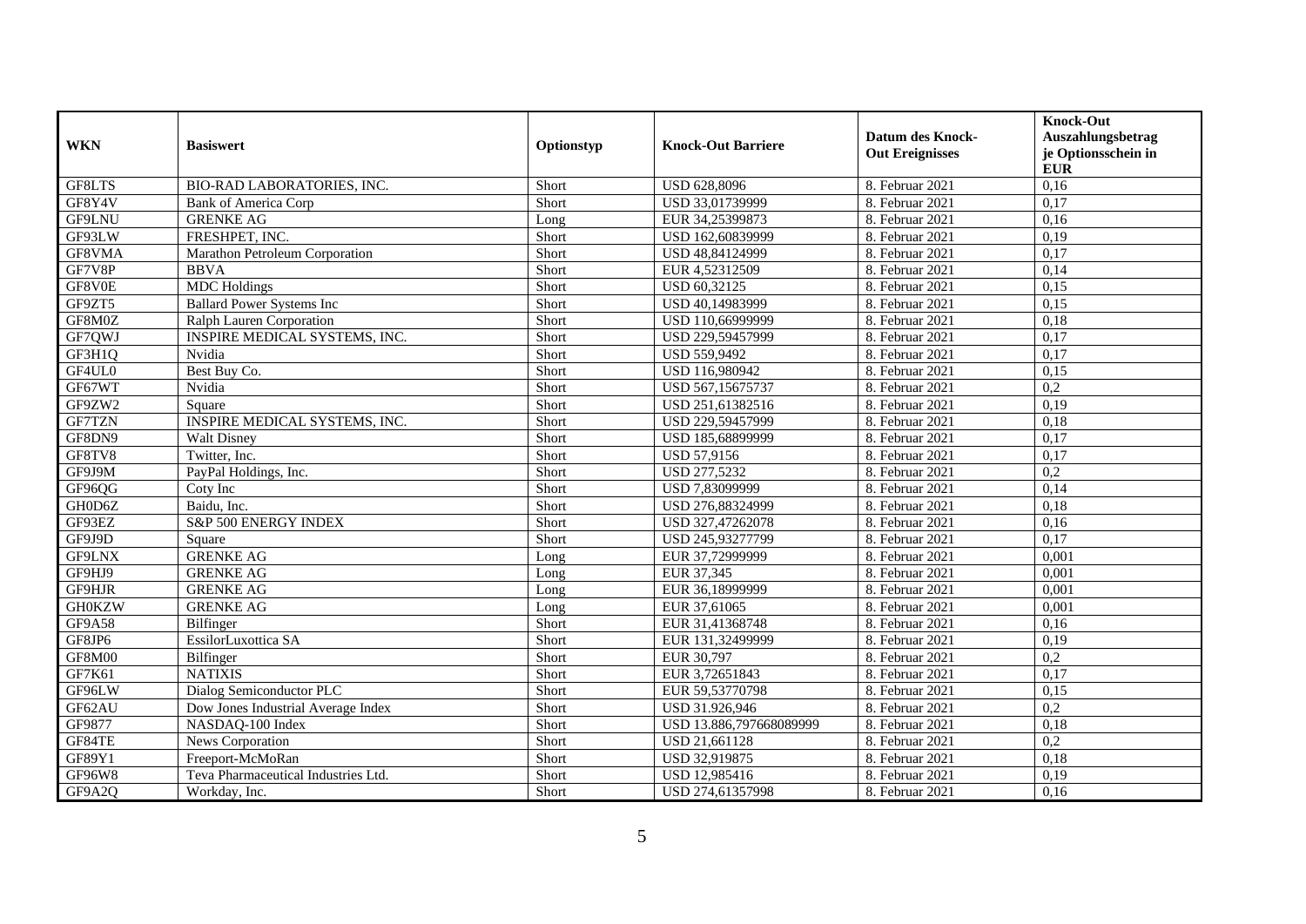| WKN | Basiswert | Optionstyp | Knock-Out Barriere | Datum des Knock-Out Ereignisses | Knock-Out Auszahlungsbetrag je Optionsschein in EUR |
|---|---|---|---|---|---|
| GF8LTS | BIO-RAD LABORATORIES, INC. | Short | USD 628,8096 | 8. Februar 2021 | 0,16 |
| GF8Y4V | Bank of America Corp | Short | USD 33,01739999 | 8. Februar 2021 | 0,17 |
| GF9LNU | GRENKE AG | Long | EUR 34,25399873 | 8. Februar 2021 | 0,16 |
| GF93LW | FRESHPET, INC. | Short | USD 162,60839999 | 8. Februar 2021 | 0,19 |
| GF8VMA | Marathon Petroleum Corporation | Short | USD 48,84124999 | 8. Februar 2021 | 0,17 |
| GF7V8P | BBVA | Short | EUR 4,52312509 | 8. Februar 2021 | 0,14 |
| GF8V0E | MDC Holdings | Short | USD 60,32125 | 8. Februar 2021 | 0,15 |
| GF9ZT5 | Ballard Power Systems Inc | Short | USD 40,14983999 | 8. Februar 2021 | 0,15 |
| GF8M0Z | Ralph Lauren Corporation | Short | USD 110,66999999 | 8. Februar 2021 | 0,18 |
| GF7QWJ | INSPIRE MEDICAL SYSTEMS, INC. | Short | USD 229,59457999 | 8. Februar 2021 | 0,17 |
| GF3H1Q | Nvidia | Short | USD 559,9492 | 8. Februar 2021 | 0,17 |
| GF4UL0 | Best Buy Co. | Short | USD 116,980942 | 8. Februar 2021 | 0,15 |
| GF67WT | Nvidia | Short | USD 567,15675737 | 8. Februar 2021 | 0,2 |
| GF9ZW2 | Square | Short | USD 251,61382516 | 8. Februar 2021 | 0,19 |
| GF7TZN | INSPIRE MEDICAL SYSTEMS, INC. | Short | USD 229,59457999 | 8. Februar 2021 | 0,18 |
| GF8DN9 | Walt Disney | Short | USD 185,68899999 | 8. Februar 2021 | 0,17 |
| GF8TV8 | Twitter, Inc. | Short | USD 57,9156 | 8. Februar 2021 | 0,17 |
| GF9J9M | PayPal Holdings, Inc. | Short | USD 277,5232 | 8. Februar 2021 | 0,2 |
| GF96QG | Coty Inc | Short | USD 7,83099999 | 8. Februar 2021 | 0,14 |
| GH0D6Z | Baidu, Inc. | Short | USD 276,88324999 | 8. Februar 2021 | 0,18 |
| GF93EZ | S&P 500 ENERGY INDEX | Short | USD 327,47262078 | 8. Februar 2021 | 0,16 |
| GF9J9D | Square | Short | USD 245,93277799 | 8. Februar 2021 | 0,17 |
| GF9LNX | GRENKE AG | Long | EUR 37,72999999 | 8. Februar 2021 | 0,001 |
| GF9HJ9 | GRENKE AG | Long | EUR 37,345 | 8. Februar 2021 | 0,001 |
| GF9HJR | GRENKE AG | Long | EUR 36,18999999 | 8. Februar 2021 | 0,001 |
| GH0KZW | GRENKE AG | Long | EUR 37,61065 | 8. Februar 2021 | 0,001 |
| GF9A58 | Bilfinger | Short | EUR 31,41368748 | 8. Februar 2021 | 0,16 |
| GF8JP6 | EssilorLuxottica SA | Short | EUR 131,32499999 | 8. Februar 2021 | 0,19 |
| GF8M00 | Bilfinger | Short | EUR 30,797 | 8. Februar 2021 | 0,2 |
| GF7K61 | NATIXIS | Short | EUR 3,72651843 | 8. Februar 2021 | 0,17 |
| GF96LW | Dialog Semiconductor PLC | Short | EUR 59,53770798 | 8. Februar 2021 | 0,15 |
| GF62AU | Dow Jones Industrial Average Index | Short | USD 31.926,946 | 8. Februar 2021 | 0,2 |
| GF9877 | NASDAQ-100 Index | Short | USD 13.886,797668089999 | 8. Februar 2021 | 0,18 |
| GF84TE | News Corporation | Short | USD 21,661128 | 8. Februar 2021 | 0,2 |
| GF89Y1 | Freeport-McMoRan | Short | USD 32,919875 | 8. Februar 2021 | 0,18 |
| GF96W8 | Teva Pharmaceutical Industries Ltd. | Short | USD 12,985416 | 8. Februar 2021 | 0,19 |
| GF9A2Q | Workday, Inc. | Short | USD 274,61357998 | 8. Februar 2021 | 0,16 |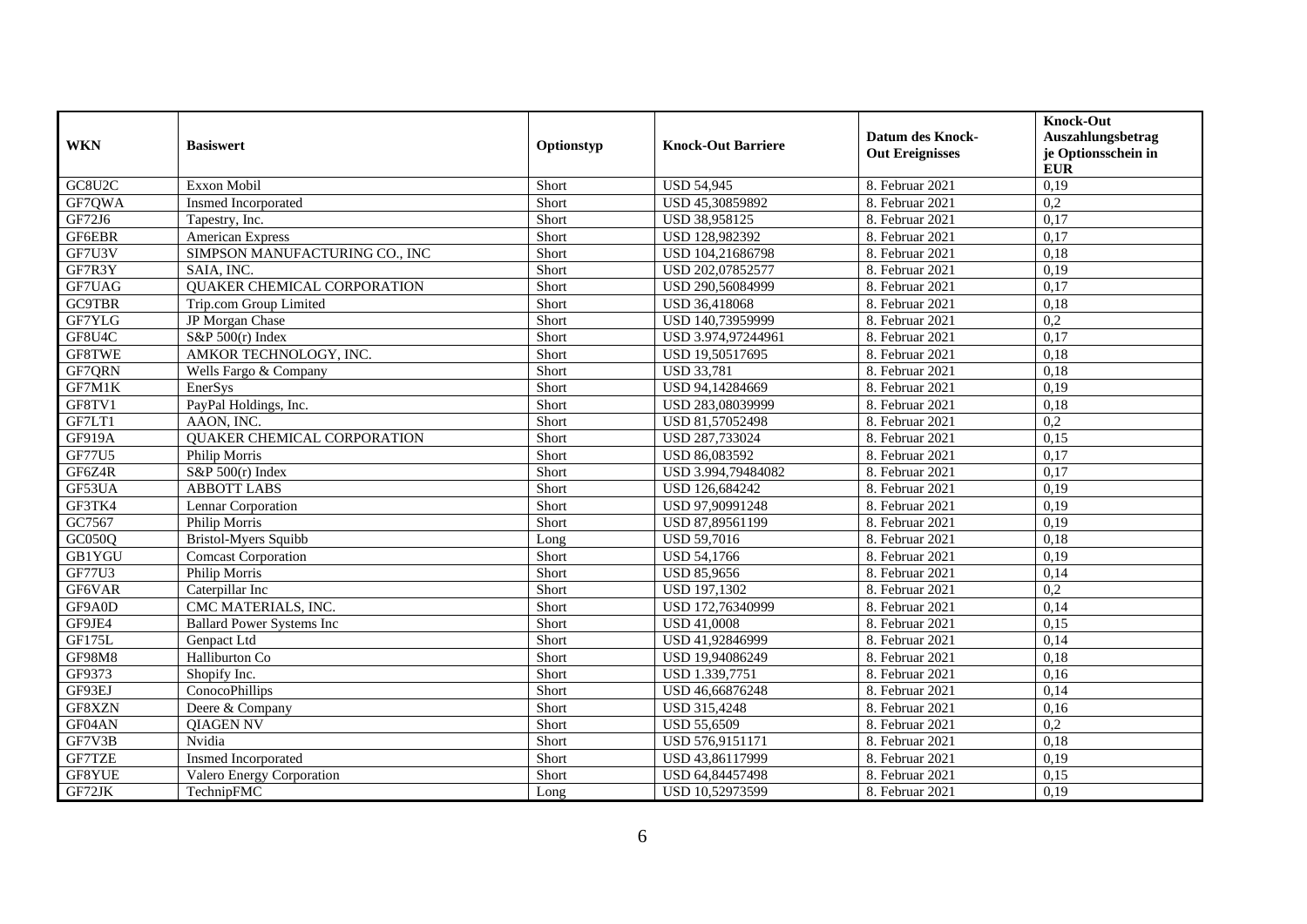| WKN | Basiswert | Optionstyp | Knock-Out Barriere | Datum des Knock-Out Ereignisses | Knock-Out Auszahlungsbetrag je Optionsschein in EUR |
|---|---|---|---|---|---|
| GC8U2C | Exxon Mobil | Short | USD 54,945 | 8. Februar 2021 | 0,19 |
| GF7QWA | Insmed Incorporated | Short | USD 45,30859892 | 8. Februar 2021 | 0,2 |
| GF72J6 | Tapestry, Inc. | Short | USD 38,958125 | 8. Februar 2021 | 0,17 |
| GF6EBR | American Express | Short | USD 128,982392 | 8. Februar 2021 | 0,17 |
| GF7U3V | SIMPSON MANUFACTURING CO., INC | Short | USD 104,21686798 | 8. Februar 2021 | 0,18 |
| GF7R3Y | SAIA, INC. | Short | USD 202,07852577 | 8. Februar 2021 | 0,19 |
| GF7UAG | QUAKER CHEMICAL CORPORATION | Short | USD 290,56084999 | 8. Februar 2021 | 0,17 |
| GC9TBR | Trip.com Group Limited | Short | USD 36,418068 | 8. Februar 2021 | 0,18 |
| GF7YLG | JP Morgan Chase | Short | USD 140,73959999 | 8. Februar 2021 | 0,2 |
| GF8U4C | S&P 500(r) Index | Short | USD 3.974,97244961 | 8. Februar 2021 | 0,17 |
| GF8TWE | AMKOR TECHNOLOGY, INC. | Short | USD 19,50517695 | 8. Februar 2021 | 0,18 |
| GF7QRN | Wells Fargo & Company | Short | USD 33,781 | 8. Februar 2021 | 0,18 |
| GF7M1K | EnerSys | Short | USD 94,14284669 | 8. Februar 2021 | 0,19 |
| GF8TV1 | PayPal Holdings, Inc. | Short | USD 283,08039999 | 8. Februar 2021 | 0,18 |
| GF7LT1 | AAON, INC. | Short | USD 81,57052498 | 8. Februar 2021 | 0,2 |
| GF919A | QUAKER CHEMICAL CORPORATION | Short | USD 287,733024 | 8. Februar 2021 | 0,15 |
| GF77U5 | Philip Morris | Short | USD 86,083592 | 8. Februar 2021 | 0,17 |
| GF6Z4R | S&P 500(r) Index | Short | USD 3.994,79484082 | 8. Februar 2021 | 0,17 |
| GF53UA | ABBOTT LABS | Short | USD 126,684242 | 8. Februar 2021 | 0,19 |
| GF3TK4 | Lennar Corporation | Short | USD 97,90991248 | 8. Februar 2021 | 0,19 |
| GC7567 | Philip Morris | Short | USD 87,89561199 | 8. Februar 2021 | 0,19 |
| GC050Q | Bristol-Myers Squibb | Long | USD 59,7016 | 8. Februar 2021 | 0,18 |
| GB1YGU | Comcast Corporation | Short | USD 54,1766 | 8. Februar 2021 | 0,19 |
| GF77U3 | Philip Morris | Short | USD 85,9656 | 8. Februar 2021 | 0,14 |
| GF6VAR | Caterpillar Inc | Short | USD 197,1302 | 8. Februar 2021 | 0,2 |
| GF9A0D | CMC MATERIALS, INC. | Short | USD 172,76340999 | 8. Februar 2021 | 0,14 |
| GF9JE4 | Ballard Power Systems Inc | Short | USD 41,0008 | 8. Februar 2021 | 0,15 |
| GF175L | Genpact Ltd | Short | USD 41,92846999 | 8. Februar 2021 | 0,14 |
| GF98M8 | Halliburton Co | Short | USD 19,94086249 | 8. Februar 2021 | 0,18 |
| GF9373 | Shopify Inc. | Short | USD 1.339,7751 | 8. Februar 2021 | 0,16 |
| GF93EJ | ConocoPhillips | Short | USD 46,66876248 | 8. Februar 2021 | 0,14 |
| GF8XZN | Deere & Company | Short | USD 315,4248 | 8. Februar 2021 | 0,16 |
| GF04AN | QIAGEN NV | Short | USD 55,6509 | 8. Februar 2021 | 0,2 |
| GF7V3B | Nvidia | Short | USD 576,9151171 | 8. Februar 2021 | 0,18 |
| GF7TZE | Insmed Incorporated | Short | USD 43,86117999 | 8. Februar 2021 | 0,19 |
| GF8YUE | Valero Energy Corporation | Short | USD 64,84457498 | 8. Februar 2021 | 0,15 |
| GF72JK | TechnipFMC | Long | USD 10,52973599 | 8. Februar 2021 | 0,19 |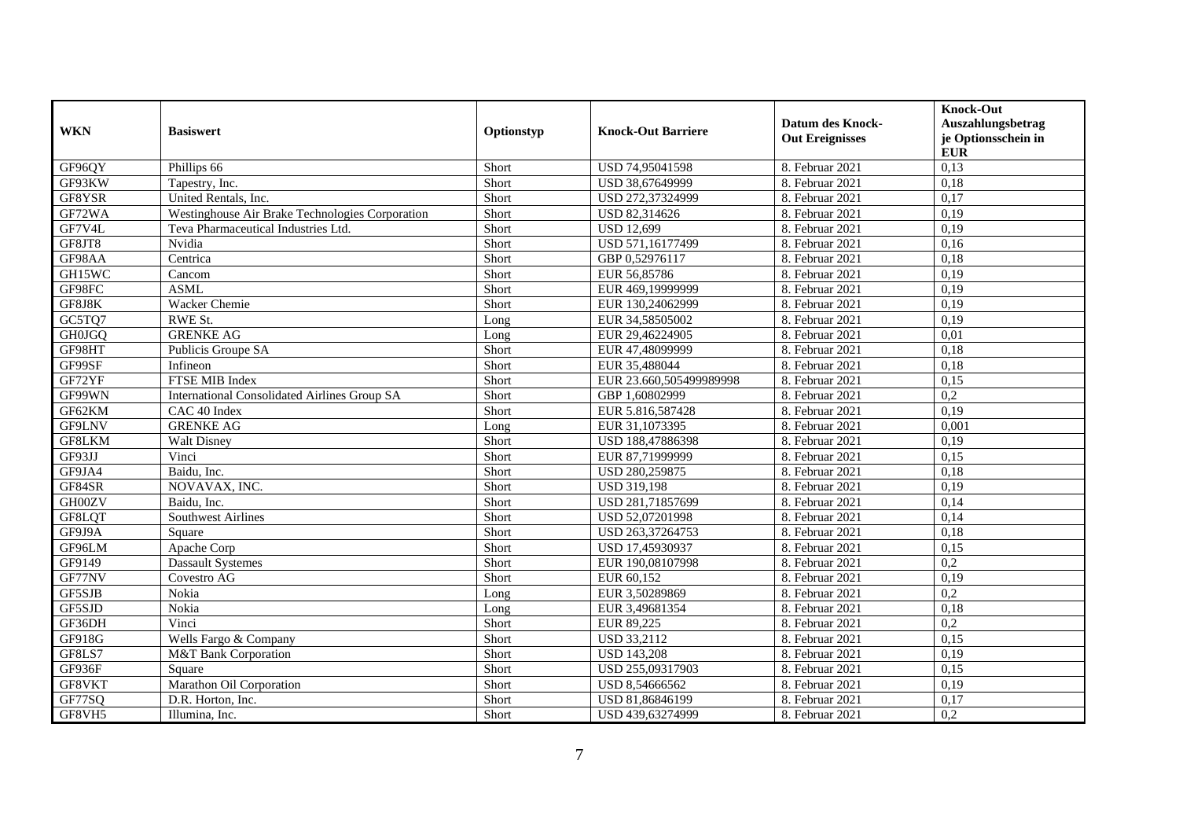| WKN | Basiswert | Optionstyp | Knock-Out Barriere | Datum des Knock-Out Ereignisses | Knock-Out Auszahlungsbetrag je Optionsschein in EUR |
|---|---|---|---|---|---|
| GF96QY | Phillips 66 | Short | USD 74,95041598 | 8. Februar 2021 | 0,13 |
| GF93KW | Tapestry, Inc. | Short | USD 38,67649999 | 8. Februar 2021 | 0,18 |
| GF8YSR | United Rentals, Inc. | Short | USD 272,37324999 | 8. Februar 2021 | 0,17 |
| GF72WA | Westinghouse Air Brake Technologies Corporation | Short | USD 82,314626 | 8. Februar 2021 | 0,19 |
| GF7V4L | Teva Pharmaceutical Industries Ltd. | Short | USD 12,699 | 8. Februar 2021 | 0,19 |
| GF8JT8 | Nvidia | Short | USD 571,16177499 | 8. Februar 2021 | 0,16 |
| GF98AA | Centrica | Short | GBP 0,52976117 | 8. Februar 2021 | 0,18 |
| GH15WC | Cancom | Short | EUR 56,85786 | 8. Februar 2021 | 0,19 |
| GF98FC | ASML | Short | EUR 469,19999999 | 8. Februar 2021 | 0,19 |
| GF8J8K | Wacker Chemie | Short | EUR 130,24062999 | 8. Februar 2021 | 0,19 |
| GC5TQ7 | RWE St. | Long | EUR 34,58505002 | 8. Februar 2021 | 0,19 |
| GH0JGQ | GRENKE AG | Long | EUR 29,46224905 | 8. Februar 2021 | 0,01 |
| GF98HT | Publicis Groupe SA | Short | EUR 47,48099999 | 8. Februar 2021 | 0,18 |
| GF99SF | Infineon | Short | EUR 35,488044 | 8. Februar 2021 | 0,18 |
| GF72YF | FTSE MIB Index | Short | EUR 23.660,505499989998 | 8. Februar 2021 | 0,15 |
| GF99WN | International Consolidated Airlines Group SA | Short | GBP 1,60802999 | 8. Februar 2021 | 0,2 |
| GF62KM | CAC 40 Index | Short | EUR 5.816,587428 | 8. Februar 2021 | 0,19 |
| GF9LNV | GRENKE AG | Long | EUR 31,1073395 | 8. Februar 2021 | 0,001 |
| GF8LKM | Walt Disney | Short | USD 188,47886398 | 8. Februar 2021 | 0,19 |
| GF93JJ | Vinci | Short | EUR 87,71999999 | 8. Februar 2021 | 0,15 |
| GF9JA4 | Baidu, Inc. | Short | USD 280,259875 | 8. Februar 2021 | 0,18 |
| GF84SR | NOVAVAX, INC. | Short | USD 319,198 | 8. Februar 2021 | 0,19 |
| GH00ZV | Baidu, Inc. | Short | USD 281,71857699 | 8. Februar 2021 | 0,14 |
| GF8LQT | Southwest Airlines | Short | USD 52,07201998 | 8. Februar 2021 | 0,14 |
| GF9J9A | Square | Short | USD 263,37264753 | 8. Februar 2021 | 0,18 |
| GF96LM | Apache Corp | Short | USD 17,45930937 | 8. Februar 2021 | 0,15 |
| GF9149 | Dassault Systemes | Short | EUR 190,08107998 | 8. Februar 2021 | 0,2 |
| GF77NV | Covestro AG | Short | EUR 60,152 | 8. Februar 2021 | 0,19 |
| GF5SJB | Nokia | Long | EUR 3,50289869 | 8. Februar 2021 | 0,2 |
| GF5SJD | Nokia | Long | EUR 3,49681354 | 8. Februar 2021 | 0,18 |
| GF36DH | Vinci | Short | EUR 89,225 | 8. Februar 2021 | 0,2 |
| GF918G | Wells Fargo & Company | Short | USD 33,2112 | 8. Februar 2021 | 0,15 |
| GF8LS7 | M&T Bank Corporation | Short | USD 143,208 | 8. Februar 2021 | 0,19 |
| GF936F | Square | Short | USD 255,09317903 | 8. Februar 2021 | 0,15 |
| GF8VKT | Marathon Oil Corporation | Short | USD 8,54666562 | 8. Februar 2021 | 0,19 |
| GF77SQ | D.R. Horton, Inc. | Short | USD 81,86846199 | 8. Februar 2021 | 0,17 |
| GF8VH5 | Illumina, Inc. | Short | USD 439,63274999 | 8. Februar 2021 | 0,2 |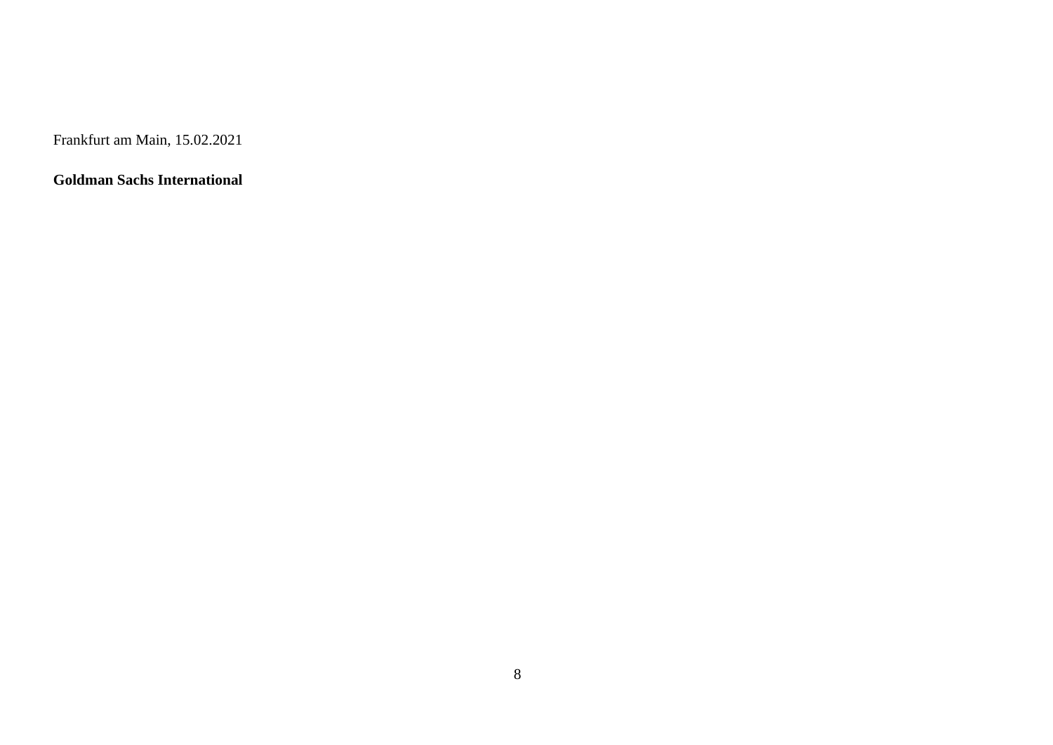Frankfurt am Main, 15.02.2021

**Goldman Sachs International**